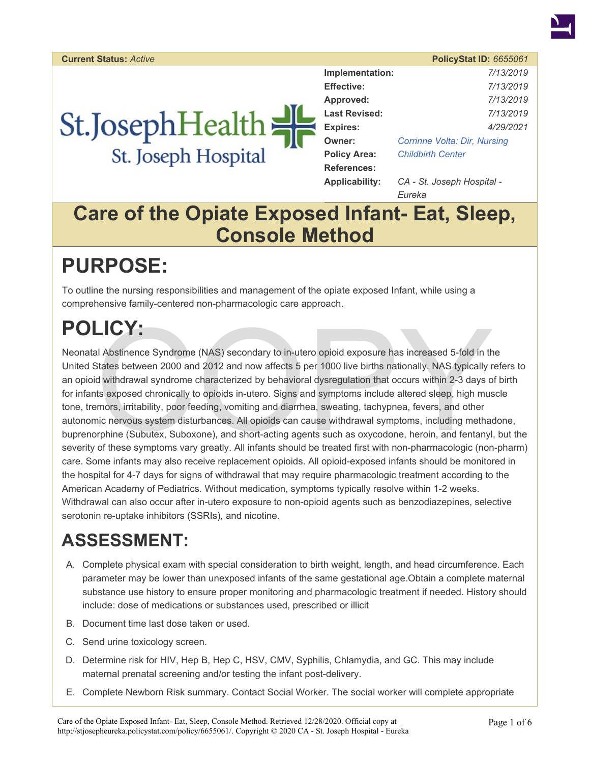**Current Status:** *Active* **PolicyStat ID:** *6655061*

St.JosephHealth
St. Joseph Hospital

| | |
|---|---|
| **Implementation:** | 7/13/2019 |
| **Effective:** | 7/13/2019 |
| **Approved:** | 7/13/2019 |
| **Last Revised:** | 7/13/2019 |
| **Expires:** | 4/29/2021 |
| **Owner:** | Corrinne Volta: Dir, Nursing |
| **Policy Area:** | Childbirth Center |
| **References:** | |
| **Applicability:** | CA - St. Joseph Hospital - Eureka |

# Care of the Opiate Exposed Infant- Eat, Sleep, Console Method

# PURPOSE:

To outline the nursing responsibilities and management of the opiate exposed Infant, while using a comprehensive family-centered non-pharmacologic care approach.

# POLICY:

Neonatal Abstinence Syndrome (NAS) secondary to in-utero opioid exposure has increased 5-fold in the United States between 2000 and 2012 and now affects 5 per 1000 live births nationally. NAS typically refers to an opioid withdrawal syndrome characterized by behavioral dysregulation that occurs within 2-3 days of birth for infants exposed chronically to opioids in-utero. Signs and symptoms include altered sleep, high muscle tone, tremors, irritability, poor feeding, vomiting and diarrhea, sweating, tachypnea, fevers, and other autonomic nervous system disturbances. All opioids can cause withdrawal symptoms, including methadone, buprenorphine (Subutex, Suboxone), and short-acting agents such as oxycodone, heroin, and fentanyl, but the severity of these symptoms vary greatly. All infants should be treated first with non-pharmacologic (non-pharm) care. Some infants may also receive replacement opioids. All opioid-exposed infants should be monitored in the hospital for 4-7 days for signs of withdrawal that may require pharmacologic treatment according to the American Academy of Pediatrics. Without medication, symptoms typically resolve within 1-2 weeks. Withdrawal can also occur after in-utero exposure to non-opioid agents such as benzodiazepines, selective serotonin re-uptake inhibitors (SSRIs), and nicotine.

# ASSESSMENT:

A. Complete physical exam with special consideration to birth weight, length, and head circumference. Each parameter may be lower than unexposed infants of the same gestational age.Obtain a complete maternal substance use history to ensure proper monitoring and pharmacologic treatment if needed. History should include: dose of medications or substances used, prescribed or illicit

B. Document time last dose taken or used.

C. Send urine toxicology screen.

D. Determine risk for HIV, Hep B, Hep C, HSV, CMV, Syphilis, Chlamydia, and GC. This may include maternal prenatal screening and/or testing the infant post-delivery.

E. Complete Newborn Risk summary. Contact Social Worker. The social worker will complete appropriate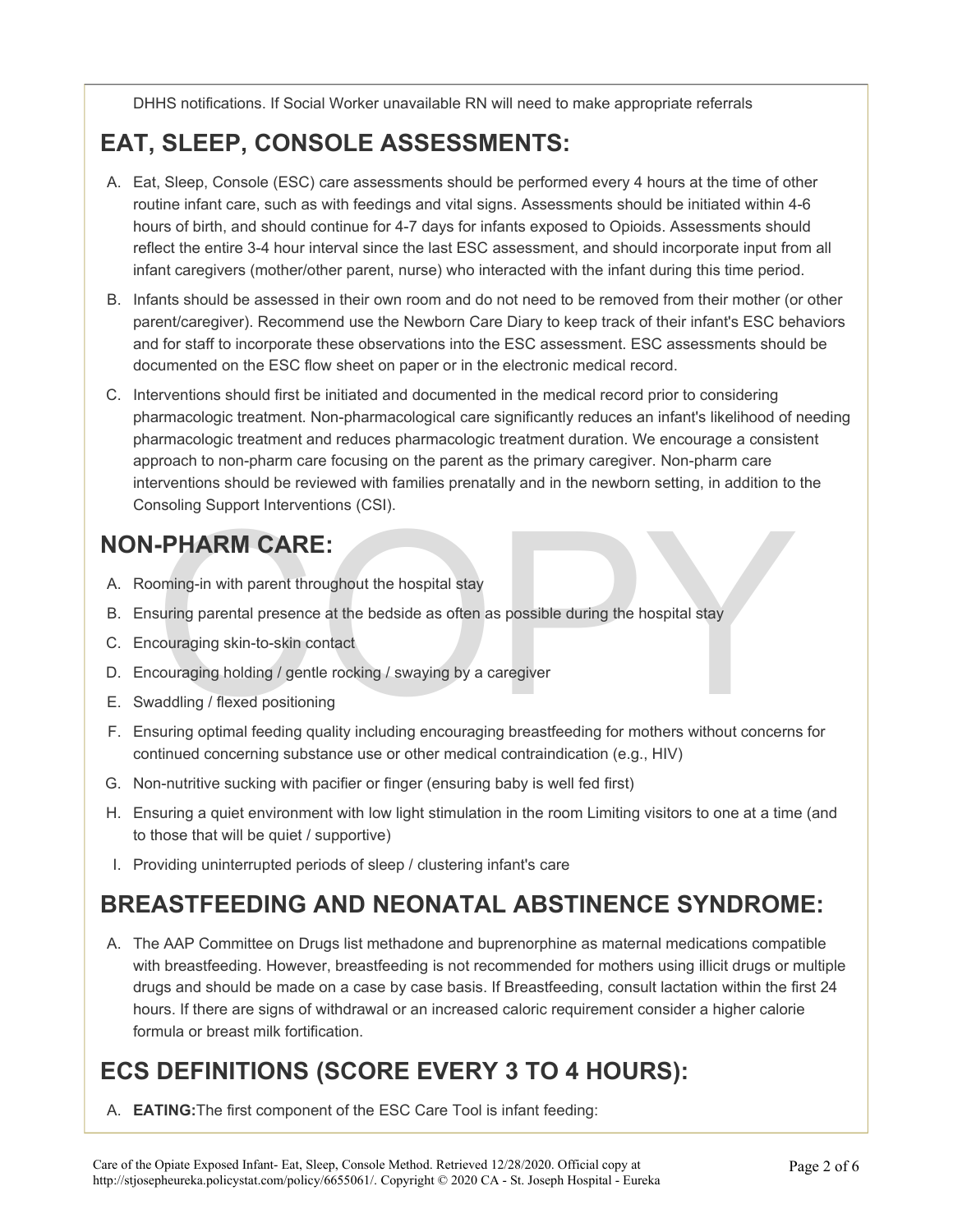DHHS notifications. If Social Worker unavailable RN will need to make appropriate referrals

## EAT, SLEEP, CONSOLE ASSESSMENTS:

A. Eat, Sleep, Console (ESC) care assessments should be performed every 4 hours at the time of other routine infant care, such as with feedings and vital signs. Assessments should be initiated within 4-6 hours of birth, and should continue for 4-7 days for infants exposed to Opioids. Assessments should reflect the entire 3-4 hour interval since the last ESC assessment, and should incorporate input from all infant caregivers (mother/other parent, nurse) who interacted with the infant during this time period.

B. Infants should be assessed in their own room and do not need to be removed from their mother (or other parent/caregiver). Recommend use the Newborn Care Diary to keep track of their infant's ESC behaviors and for staff to incorporate these observations into the ESC assessment. ESC assessments should be documented on the ESC flow sheet on paper or in the electronic medical record.

C. Interventions should first be initiated and documented in the medical record prior to considering pharmacologic treatment. Non-pharmacological care significantly reduces an infant's likelihood of needing pharmacologic treatment and reduces pharmacologic treatment duration. We encourage a consistent approach to non-pharm care focusing on the parent as the primary caregiver. Non-pharm care interventions should be reviewed with families prenatally and in the newborn setting, in addition to the Consoling Support Interventions (CSI).

## NON-PHARM CARE:

A. Rooming-in with parent throughout the hospital stay

B. Ensuring parental presence at the bedside as often as possible during the hospital stay

C. Encouraging skin-to-skin contact

D. Encouraging holding / gentle rocking / swaying by a caregiver

E. Swaddling / flexed positioning

F. Ensuring optimal feeding quality including encouraging breastfeeding for mothers without concerns for continued concerning substance use or other medical contraindication (e.g., HIV)

G. Non-nutritive sucking with pacifier or finger (ensuring baby is well fed first)

H. Ensuring a quiet environment with low light stimulation in the room Limiting visitors to one at a time (and to those that will be quiet / supportive)

I. Providing uninterrupted periods of sleep / clustering infant's care

## BREASTFEEDING AND NEONATAL ABSTINENCE SYNDROME:

A. The AAP Committee on Drugs list methadone and buprenorphine as maternal medications compatible with breastfeeding. However, breastfeeding is not recommended for mothers using illicit drugs or multiple drugs and should be made on a case by case basis. If Breastfeeding, consult lactation within the first 24 hours. If there are signs of withdrawal or an increased caloric requirement consider a higher calorie formula or breast milk fortification.

## ECS DEFINITIONS (SCORE EVERY 3 TO 4 HOURS):

A. **EATING:** The first component of the ESC Care Tool is infant feeding: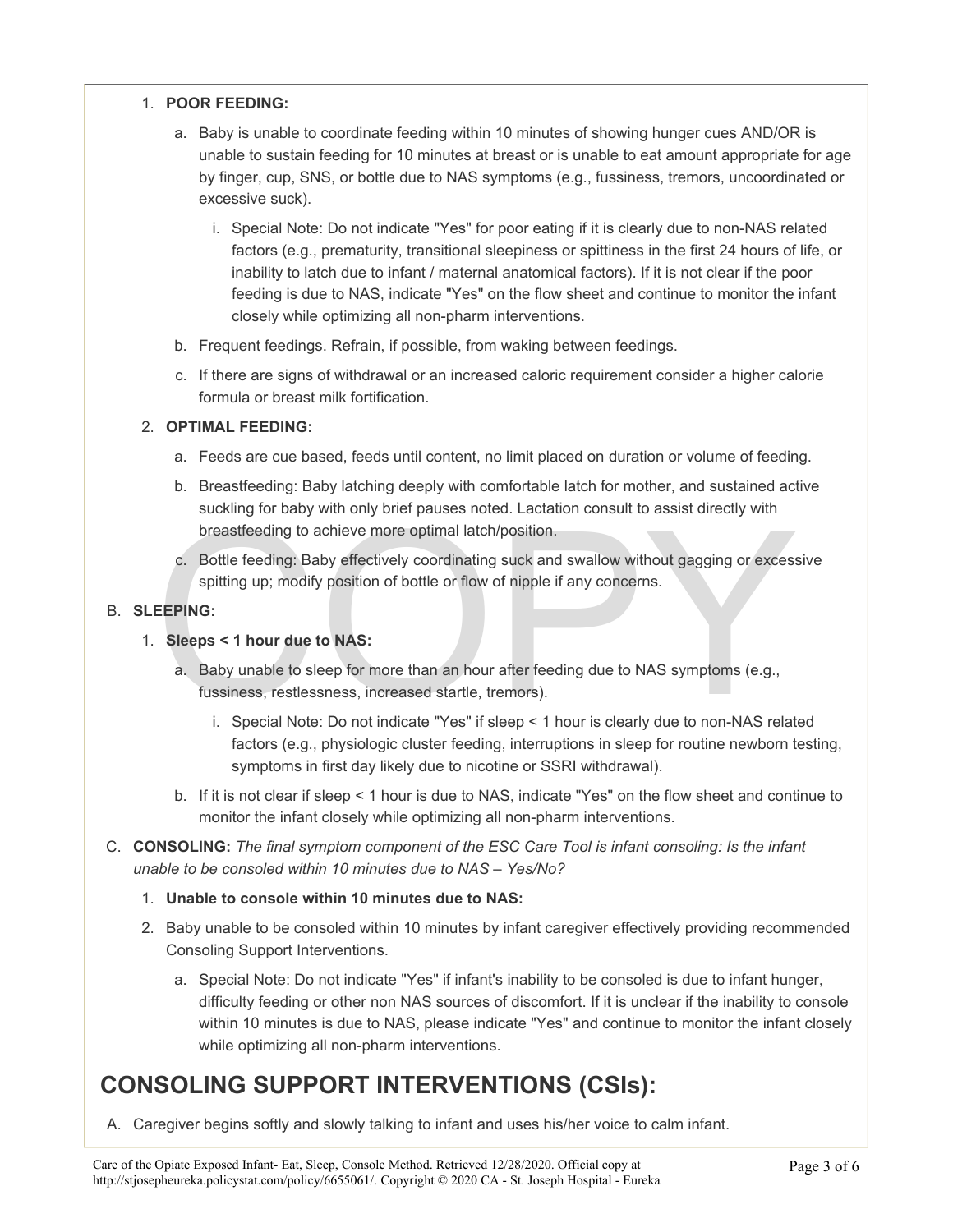1. **POOR FEEDING:**
   a. Baby is unable to coordinate feeding within 10 minutes of showing hunger cues AND/OR is unable to sustain feeding for 10 minutes at breast or is unable to eat amount appropriate for age by finger, cup, SNS, or bottle due to NAS symptoms (e.g., fussiness, tremors, uncoordinated or excessive suck).
      i. Special Note: Do not indicate "Yes" for poor eating if it is clearly due to non-NAS related factors (e.g., prematurity, transitional sleepiness or spittiness in the first 24 hours of life, or inability to latch due to infant / maternal anatomical factors). If it is not clear if the poor feeding is due to NAS, indicate "Yes" on the flow sheet and continue to monitor the infant closely while optimizing all non-pharm interventions.
   b. Frequent feedings. Refrain, if possible, from waking between feedings.
   c. If there are signs of withdrawal or an increased caloric requirement consider a higher calorie formula or breast milk fortification.
2. **OPTIMAL FEEDING:**
   a. Feeds are cue based, feeds until content, no limit placed on duration or volume of feeding.
   b. Breastfeeding: Baby latching deeply with comfortable latch for mother, and sustained active suckling for baby with only brief pauses noted. Lactation consult to assist directly with breastfeeding to achieve more optimal latch/position.
   c. Bottle feeding: Baby effectively coordinating suck and swallow without gagging or excessive spitting up; modify position of bottle or flow of nipple if any concerns.

B. **SLEEPING:**

1. **Sleeps < 1 hour due to NAS:**
   a. Baby unable to sleep for more than an hour after feeding due to NAS symptoms (e.g., fussiness, restlessness, increased startle, tremors).
      i. Special Note: Do not indicate "Yes" if sleep < 1 hour is clearly due to non-NAS related factors (e.g., physiologic cluster feeding, interruptions in sleep for routine newborn testing, symptoms in first day likely due to nicotine or SSRI withdrawal).
   b. If it is not clear if sleep < 1 hour is due to NAS, indicate "Yes" on the flow sheet and continue to monitor the infant closely while optimizing all non-pharm interventions.

C. **CONSOLING:** *The final symptom component of the ESC Care Tool is infant consoling: Is the infant unable to be consoled within 10 minutes due to NAS – Yes/No?*

1. **Unable to console within 10 minutes due to NAS:**
2. Baby unable to be consoled within 10 minutes by infant caregiver effectively providing recommended Consoling Support Interventions.
   a. Special Note: Do not indicate "Yes" if infant's inability to be consoled is due to infant hunger, difficulty feeding or other non NAS sources of discomfort. If it is unclear if the inability to console within 10 minutes is due to NAS, please indicate "Yes" and continue to monitor the infant closely while optimizing all non-pharm interventions.

## CONSOLING SUPPORT INTERVENTIONS (CSIs):

A. Caregiver begins softly and slowly talking to infant and uses his/her voice to calm infant.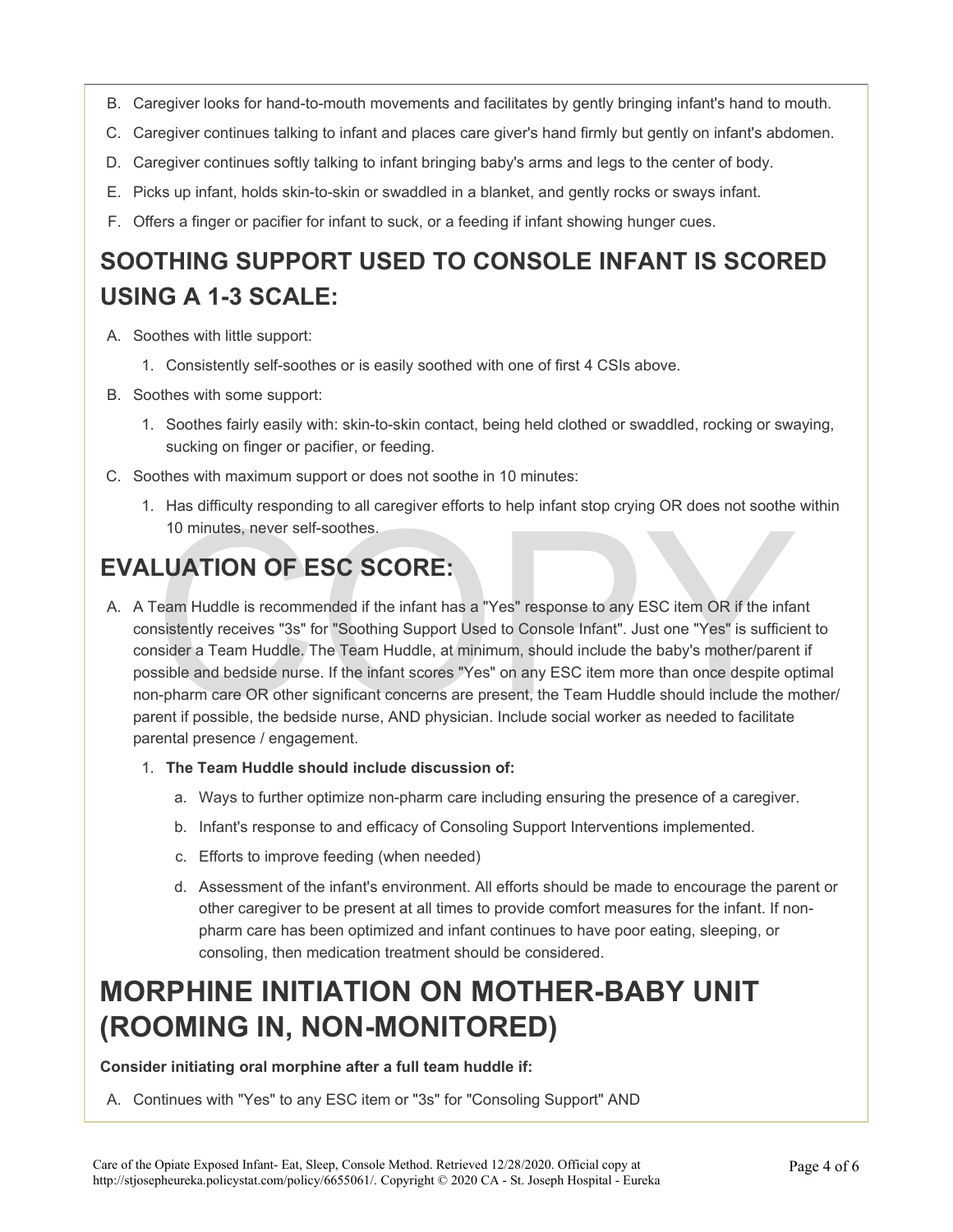B. Caregiver looks for hand-to-mouth movements and facilitates by gently bringing infant's hand to mouth.
C. Caregiver continues talking to infant and places care giver's hand firmly but gently on infant's abdomen.
D. Caregiver continues softly talking to infant bringing baby's arms and legs to the center of body.
E. Picks up infant, holds skin-to-skin or swaddled in a blanket, and gently rocks or sways infant.
F. Offers a finger or pacifier for infant to suck, or a feeding if infant showing hunger cues.

## SOOTHING SUPPORT USED TO CONSOLE INFANT IS SCORED USING A 1-3 SCALE:

A. Soothes with little support:
   1. Consistently self-soothes or is easily soothed with one of first 4 CSIs above.
B. Soothes with some support:
   1. Soothes fairly easily with: skin-to-skin contact, being held clothed or swaddled, rocking or swaying, sucking on finger or pacifier, or feeding.
C. Soothes with maximum support or does not soothe in 10 minutes:
   1. Has difficulty responding to all caregiver efforts to help infant stop crying OR does not soothe within 10 minutes, never self-soothes.

## EVALUATION OF ESC SCORE:

A. A Team Huddle is recommended if the infant has a "Yes" response to any ESC item OR if the infant consistently receives "3s" for "Soothing Support Used to Console Infant". Just one "Yes" is sufficient to consider a Team Huddle. The Team Huddle, at minimum, should include the baby's mother/parent if possible and bedside nurse. If the infant scores "Yes" on any ESC item more than once despite optimal non-pharm care OR other significant concerns are present, the Team Huddle should include the mother/ parent if possible, the bedside nurse, AND physician. Include social worker as needed to facilitate parental presence / engagement.
   1. **The Team Huddle should include discussion of:**
      a. Ways to further optimize non-pharm care including ensuring the presence of a caregiver.
      b. Infant's response to and efficacy of Consoling Support Interventions implemented.
      c. Efforts to improve feeding (when needed)
      d. Assessment of the infant's environment. All efforts should be made to encourage the parent or other caregiver to be present at all times to provide comfort measures for the infant. If non-pharm care has been optimized and infant continues to have poor eating, sleeping, or consoling, then medication treatment should be considered.

## MORPHINE INITIATION ON MOTHER-BABY UNIT (ROOMING IN, NON-MONITORED)

**Consider initiating oral morphine after a full team huddle if:**

A. Continues with "Yes" to any ESC item or "3s" for "Consoling Support" AND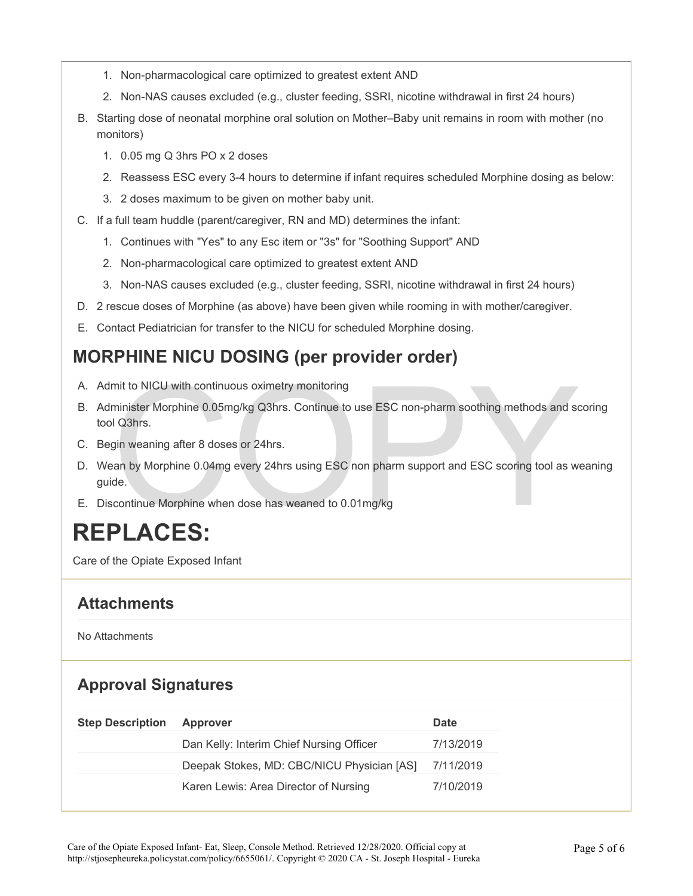1. Non-pharmacological care optimized to greatest extent AND
2. Non-NAS causes excluded (e.g., cluster feeding, SSRI, nicotine withdrawal in first 24 hours)

B. Starting dose of neonatal morphine oral solution on Mother–Baby unit remains in room with mother (no monitors)

1. 0.05 mg Q 3hrs PO x 2 doses
2. Reassess ESC every 3-4 hours to determine if infant requires scheduled Morphine dosing as below:
3. 2 doses maximum to be given on mother baby unit.

C. If a full team huddle (parent/caregiver, RN and MD) determines the infant:

1. Continues with "Yes" to any Esc item or "3s" for "Soothing Support" AND
2. Non-pharmacological care optimized to greatest extent AND
3. Non-NAS causes excluded (e.g., cluster feeding, SSRI, nicotine withdrawal in first 24 hours)

D. 2 rescue doses of Morphine (as above) have been given while rooming in with mother/caregiver.

E. Contact Pediatrician for transfer to the NICU for scheduled Morphine dosing.

## MORPHINE NICU DOSING (per provider order)

A. Admit to NICU with continuous oximetry monitoring

B. Administer Morphine 0.05mg/kg Q3hrs. Continue to use ESC non-pharm soothing methods and scoring tool Q3hrs.

C. Begin weaning after 8 doses or 24hrs.

D. Wean by Morphine 0.04mg every 24hrs using ESC non pharm support and ESC scoring tool as weaning guide.

E. Discontinue Morphine when dose has weaned to 0.01mg/kg

# REPLACES:

Care of the Opiate Exposed Infant

## Attachments

No Attachments

## Approval Signatures

| Step Description | Approver | Date |
|---|---|---|
| | Dan Kelly: Interim Chief Nursing Officer | 7/13/2019 |
| | Deepak Stokes, MD: CBC/NICU Physician [AS] | 7/11/2019 |
| | Karen Lewis: Area Director of Nursing | 7/10/2019 |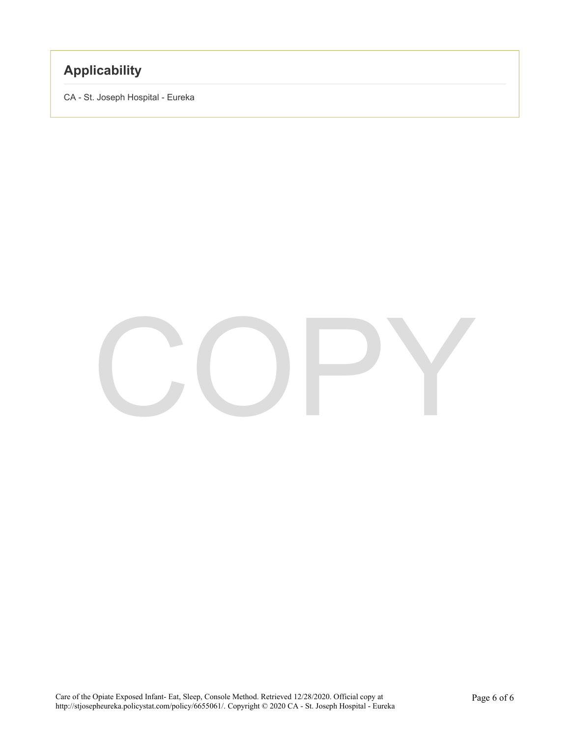## Applicability

CA - St. Joseph Hospital - Eureka